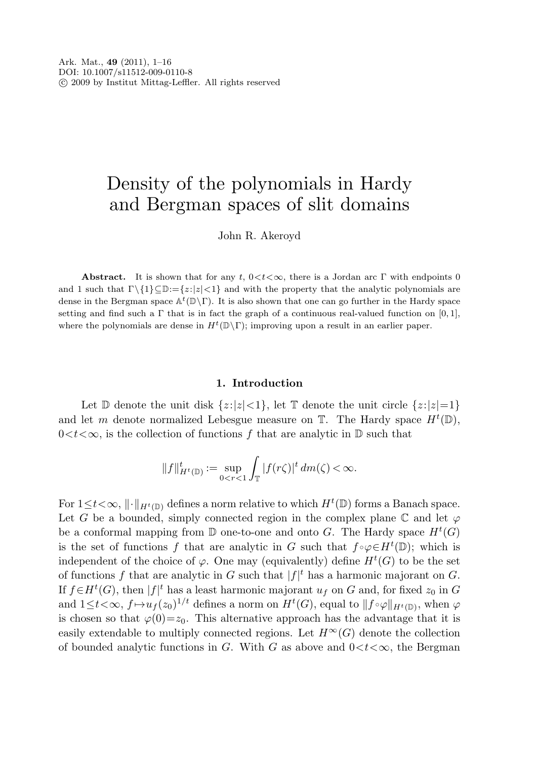# Density of the polynomials in Hardy and Bergman spaces of slit domains

John R. Akeroyd

**Abstract.** It is shown that for any $t$, $0<t<\infty$, there is a Jordan arc $\Gamma$ with endpoints 0 and 1 such that $\Gamma\setminus\{1\}\subseteq\mathbb{D}:=\{z:|z|<1\}$ and with the property that the analytic polynomials are dense in the Bergman space $\mathbb{A}^t(\mathbb{D}\setminus\Gamma)$. It is also shown that one can go further in the Hardy space setting and find such a $\Gamma$ that is in fact the graph of a continuous real-valued function on $[0,1]$, where the polynomials are dense in $H^t(\mathbb{D}\setminus\Gamma)$; improving upon a result in an earlier paper.

## 1. Introduction

Let $\mathbb{D}$ denote the unit disk $\{z:|z|<1\}$, let $\mathbb{T}$ denote the unit circle $\{z:|z|=1\}$ and let $m$ denote normalized Lebesgue measure on $\mathbb{T}$. The Hardy space $H^t(\mathbb{D})$, $0<t<\infty$, is the collection of functions $f$ that are analytic in $\mathbb{D}$ such that

$$\|f\|^t_{H^t(\mathbb{D})} := \sup_{0<r<1} \int_{\mathbb{T}} |f(r\zeta)|^t \, dm(\zeta) < \infty.$$

For $1\le t<\infty$, $\|\cdot\|_{H^t(\mathbb{D})}$ defines a norm relative to which $H^t(\mathbb{D})$ forms a Banach space. Let $G$ be a bounded, simply connected region in the complex plane $\mathbb{C}$ and let $\varphi$ be a conformal mapping from $\mathbb{D}$ one-to-one and onto $G$. The Hardy space $H^t(G)$ is the set of functions $f$ that are analytic in $G$ such that $f\circ\varphi\in H^t(\mathbb{D})$; which is independent of the choice of $\varphi$. One may (equivalently) define $H^t(G)$ to be the set of functions $f$ that are analytic in $G$ such that $|f|^t$ has a harmonic majorant on $G$. If $f\in H^t(G)$, then $|f|^t$ has a least harmonic majorant $u_f$ on $G$ and, for fixed $z_0$ in $G$ and $1\le t<\infty$, $f\mapsto u_f(z_0)^{1/t}$ defines a norm on $H^t(G)$, equal to $\|f\circ\varphi\|_{H^t(\mathbb{D})}$, when $\varphi$ is chosen so that $\varphi(0)=z_0$. This alternative approach has the advantage that it is easily extendable to multiply connected regions. Let $H^\infty(G)$ denote the collection of bounded analytic functions in $G$. With $G$ as above and $0<t<\infty$, the Bergman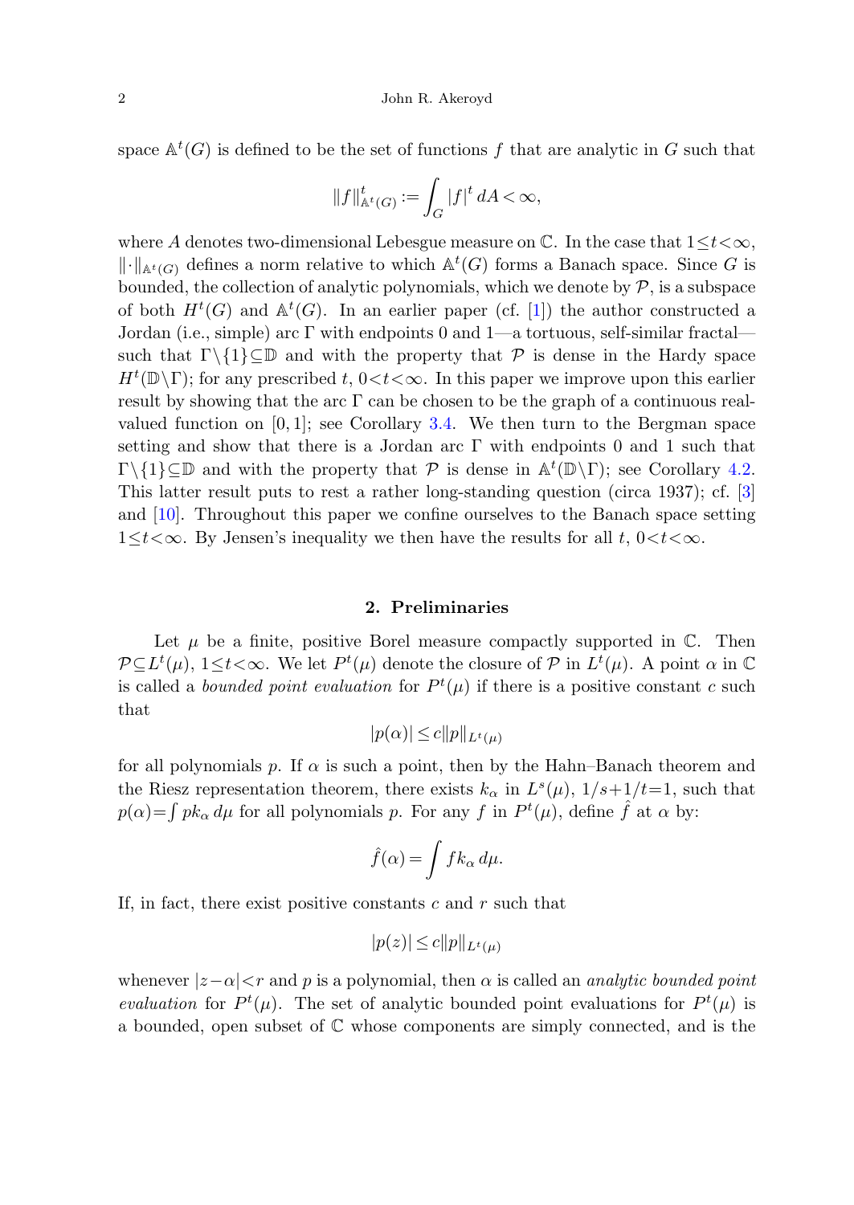space $\mathbb{A}^t(G)$ is defined to be the set of functions $f$ that are analytic in $G$ such that

$$\|f\|_{\mathbb{A}^t(G)}^t := \int_G |f|^t \, dA < \infty,$$

where $A$ denotes two-dimensional Lebesgue measure on $\mathbb{C}$. In the case that $1 \le t < \infty$, $\|\cdot\|_{\mathbb{A}^t(G)}$ defines a norm relative to which $\mathbb{A}^t(G)$ forms a Banach space. Since $G$ is bounded, the collection of analytic polynomials, which we denote by $\mathcal{P}$, is a subspace of both $H^t(G)$ and $\mathbb{A}^t(G)$. In an earlier paper (cf. [1]) the author constructed a Jordan (i.e., simple) arc $\Gamma$ with endpoints 0 and 1—a tortuous, self-similar fractal—such that $\Gamma \setminus \{1\} \subseteq \mathbb{D}$ and with the property that $\mathcal{P}$ is dense in the Hardy space $H^t(\mathbb{D} \setminus \Gamma)$; for any prescribed $t$, $0 < t < \infty$. In this paper we improve upon this earlier result by showing that the arc $\Gamma$ can be chosen to be the graph of a continuous real-valued function on $[0,1]$; see Corollary 3.4. We then turn to the Bergman space setting and show that there is a Jordan arc $\Gamma$ with endpoints 0 and 1 such that $\Gamma \setminus \{1\} \subseteq \mathbb{D}$ and with the property that $\mathcal{P}$ is dense in $\mathbb{A}^t(\mathbb{D} \setminus \Gamma)$; see Corollary 4.2. This latter result puts to rest a rather long-standing question (circa 1937); cf. [3] and [10]. Throughout this paper we confine ourselves to the Banach space setting $1 \le t < \infty$. By Jensen's inequality we then have the results for all $t$, $0 < t < \infty$.

## 2. Preliminaries

Let $\mu$ be a finite, positive Borel measure compactly supported in $\mathbb{C}$. Then $\mathcal{P} \subseteq L^t(\mu)$, $1 \le t < \infty$. We let $P^t(\mu)$ denote the closure of $\mathcal{P}$ in $L^t(\mu)$. A point $\alpha$ in $\mathbb{C}$ is called a *bounded point evaluation* for $P^t(\mu)$ if there is a positive constant $c$ such that

$$|p(\alpha)| \le c \|p\|_{L^t(\mu)}$$

for all polynomials $p$. If $\alpha$ is such a point, then by the Hahn–Banach theorem and the Riesz representation theorem, there exists $k_\alpha$ in $L^s(\mu)$, $1/s + 1/t = 1$, such that $p(\alpha) = \int p k_\alpha \, d\mu$ for all polynomials $p$. For any $f$ in $P^t(\mu)$, define $\hat{f}$ at $\alpha$ by:

$$\hat{f}(\alpha) = \int f k_\alpha \, d\mu.$$

If, in fact, there exist positive constants $c$ and $r$ such that

$$|p(z)| \le c \|p\|_{L^t(\mu)}$$

whenever $|z - \alpha| < r$ and $p$ is a polynomial, then $\alpha$ is called an *analytic bounded point evaluation* for $P^t(\mu)$. The set of analytic bounded point evaluations for $P^t(\mu)$ is a bounded, open subset of $\mathbb{C}$ whose components are simply connected, and is the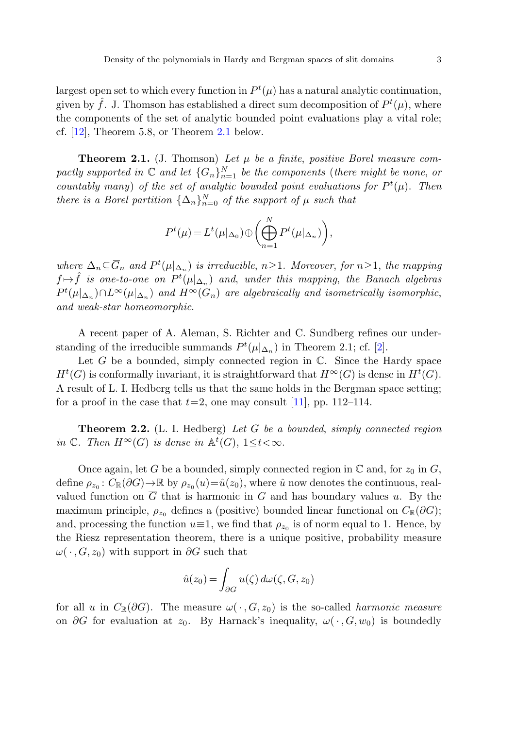largest open set to which every function in $P^t(\mu)$ has a natural analytic continuation, given by $\hat{f}$. J. Thomson has established a direct sum decomposition of $P^t(\mu)$, where the components of the set of analytic bounded point evaluations play a vital role; cf. [12], Theorem 5.8, or Theorem 2.1 below.

**Theorem 2.1.** (J. Thomson) *Let $\mu$ be a finite, positive Borel measure compactly supported in $\mathbb{C}$ and let $\{G_n\}_{n=1}^N$ be the components (there might be none, or countably many) of the set of analytic bounded point evaluations for $P^t(\mu)$. Then there is a Borel partition $\{\Delta_n\}_{n=0}^N$ of the support of $\mu$ such that*

$$P^t(\mu) = L^t(\mu|_{\Delta_0}) \oplus \left( \bigoplus_{n=1}^N P^t(\mu|_{\Delta_n}) \right),$$

*where $\Delta_n \subseteq \overline{G}_n$ and $P^t(\mu|_{\Delta_n})$ is irreducible, $n \geq 1$. Moreover, for $n \geq 1$, the mapping $f \mapsto \hat{f}$ is one-to-one on $P^t(\mu|_{\Delta_n})$ and, under this mapping, the Banach algebras $P^t(\mu|_{\Delta_n}) \cap L^\infty(\mu|_{\Delta_n})$ and $H^\infty(G_n)$ are algebraically and isometrically isomorphic, and weak-star homeomorphic.*

A recent paper of A. Aleman, S. Richter and C. Sundberg refines our understanding of the irreducible summands $P^t(\mu|_{\Delta_n})$ in Theorem 2.1; cf. [2].

Let $G$ be a bounded, simply connected region in $\mathbb{C}$. Since the Hardy space $H^t(G)$ is conformally invariant, it is straightforward that $H^\infty(G)$ is dense in $H^t(G)$. A result of L. I. Hedberg tells us that the same holds in the Bergman space setting; for a proof in the case that $t=2$, one may consult [11], pp. 112–114.

**Theorem 2.2.** (L. I. Hedberg) *Let $G$ be a bounded, simply connected region in $\mathbb{C}$. Then $H^\infty(G)$ is dense in $\mathbb{A}^t(G)$, $1 \leq t < \infty$.*

Once again, let $G$ be a bounded, simply connected region in $\mathbb{C}$ and, for $z_0$ in $G$, define $\rho_{z_0} \colon C_{\mathbb{R}}(\partial G) \to \mathbb{R}$ by $\rho_{z_0}(u) = \hat{u}(z_0)$, where $\hat{u}$ now denotes the continuous, real-valued function on $\overline{G}$ that is harmonic in $G$ and has boundary values $u$. By the maximum principle, $\rho_{z_0}$ defines a (positive) bounded linear functional on $C_{\mathbb{R}}(\partial G)$; and, processing the function $u \equiv 1$, we find that $\rho_{z_0}$ is of norm equal to 1. Hence, by the Riesz representation theorem, there is a unique positive, probability measure $\omega(\,\cdot\,, G, z_0)$ with support in $\partial G$ such that

$$\hat{u}(z_0) = \int_{\partial G} u(\zeta) \, d\omega(\zeta, G, z_0)$$

for all $u$ in $C_{\mathbb{R}}(\partial G)$. The measure $\omega(\,\cdot\,, G, z_0)$ is the so-called *harmonic measure* on $\partial G$ for evaluation at $z_0$. By Harnack's inequality, $\omega(\,\cdot\,, G, w_0)$ is boundedly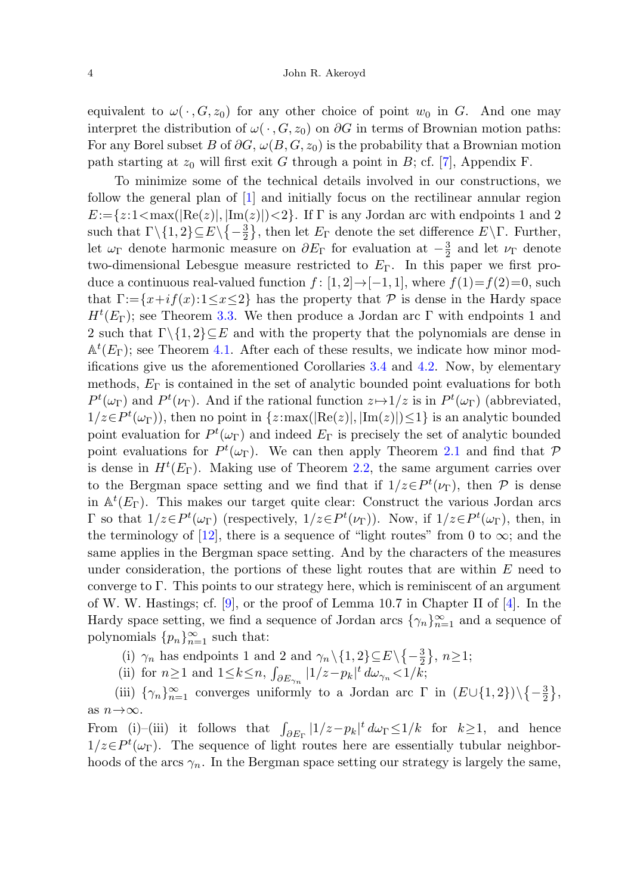equivalent to $\omega(\,\cdot\,, G, z_0)$ for any other choice of point $w_0$ in $G$. And one may interpret the distribution of $\omega(\,\cdot\,, G, z_0)$ on $\partial G$ in terms of Brownian motion paths: For any Borel subset $B$ of $\partial G$, $\omega(B, G, z_0)$ is the probability that a Brownian motion path starting at $z_0$ will first exit $G$ through a point in $B$; cf. [7], Appendix F.

To minimize some of the technical details involved in our constructions, we follow the general plan of [1] and initially focus on the rectilinear annular region $E:=\{z:1<\max(|\mathrm{Re}(z)|, |\mathrm{Im}(z)|)<2\}$. If $\Gamma$ is any Jordan arc with endpoints 1 and 2 such that $\Gamma\setminus\{1,2\}\subseteq E\setminus\{-\frac{3}{2}\}$, then let $E_\Gamma$ denote the set difference $E\setminus\Gamma$. Further, let $\omega_\Gamma$ denote harmonic measure on $\partial E_\Gamma$ for evaluation at $-\frac{3}{2}$ and let $\nu_\Gamma$ denote two-dimensional Lebesgue measure restricted to $E_\Gamma$. In this paper we first produce a continuous real-valued function $f\colon[1,2]\to[-1,1]$, where $f(1)=f(2)=0$, such that $\Gamma:=\{x+if(x):1\le x\le 2\}$ has the property that $\mathcal{P}$ is dense in the Hardy space $H^t(E_\Gamma)$; see Theorem 3.3. We then produce a Jordan arc $\Gamma$ with endpoints 1 and 2 such that $\Gamma\setminus\{1,2\}\subseteq E$ and with the property that the polynomials are dense in $\mathbb{A}^t(E_\Gamma)$; see Theorem 4.1. After each of these results, we indicate how minor modifications give us the aforementioned Corollaries 3.4 and 4.2. Now, by elementary methods, $E_\Gamma$ is contained in the set of analytic bounded point evaluations for both $P^t(\omega_\Gamma)$ and $P^t(\nu_\Gamma)$. And if the rational function $z\mapsto 1/z$ is in $P^t(\omega_\Gamma)$ (abbreviated, $1/z\in P^t(\omega_\Gamma)$), then no point in $\{z:\max(|\mathrm{Re}(z)|, |\mathrm{Im}(z)|)\le 1\}$ is an analytic bounded point evaluation for $P^t(\omega_\Gamma)$ and indeed $E_\Gamma$ is precisely the set of analytic bounded point evaluations for $P^t(\omega_\Gamma)$. We can then apply Theorem 2.1 and find that $\mathcal{P}$ is dense in $H^t(E_\Gamma)$. Making use of Theorem 2.2, the same argument carries over to the Bergman space setting and we find that if $1/z\in P^t(\nu_\Gamma)$, then $\mathcal{P}$ is dense in $\mathbb{A}^t(E_\Gamma)$. This makes our target quite clear: Construct the various Jordan arcs $\Gamma$ so that $1/z\in P^t(\omega_\Gamma)$ (respectively, $1/z\in P^t(\nu_\Gamma)$). Now, if $1/z\in P^t(\omega_\Gamma)$, then, in the terminology of [12], there is a sequence of "light routes" from 0 to $\infty$; and the same applies in the Bergman space setting. And by the characters of the measures under consideration, the portions of these light routes that are within $E$ need to converge to $\Gamma$. This points to our strategy here, which is reminiscent of an argument of W. W. Hastings; cf. [9], or the proof of Lemma 10.7 in Chapter II of [4]. In the Hardy space setting, we find a sequence of Jordan arcs $\{\gamma_n\}_{n=1}^\infty$ and a sequence of polynomials $\{p_n\}_{n=1}^\infty$ such that:

(i) $\gamma_n$ has endpoints 1 and 2 and $\gamma_n\setminus\{1,2\}\subseteq E\setminus\{-\frac{3}{2}\}$, $n\ge 1$;

(ii) for $n\ge 1$ and $1\le k\le n$, $\int_{\partial E_{\gamma_n}}|1/z-p_k|^t\,d\omega_{\gamma_n}<1/k$;

(iii) $\{\gamma_n\}_{n=1}^\infty$ converges uniformly to a Jordan arc $\Gamma$ in $(E\cup\{1,2\})\setminus\{-\frac{3}{2}\}$, as $n\to\infty$.

From (i)–(iii) it follows that $\int_{\partial E_\Gamma}|1/z-p_k|^t\,d\omega_\Gamma\le 1/k$ for $k\ge 1$, and hence $1/z\in P^t(\omega_\Gamma)$. The sequence of light routes here are essentially tubular neighborhoods of the arcs $\gamma_n$. In the Bergman space setting our strategy is largely the same,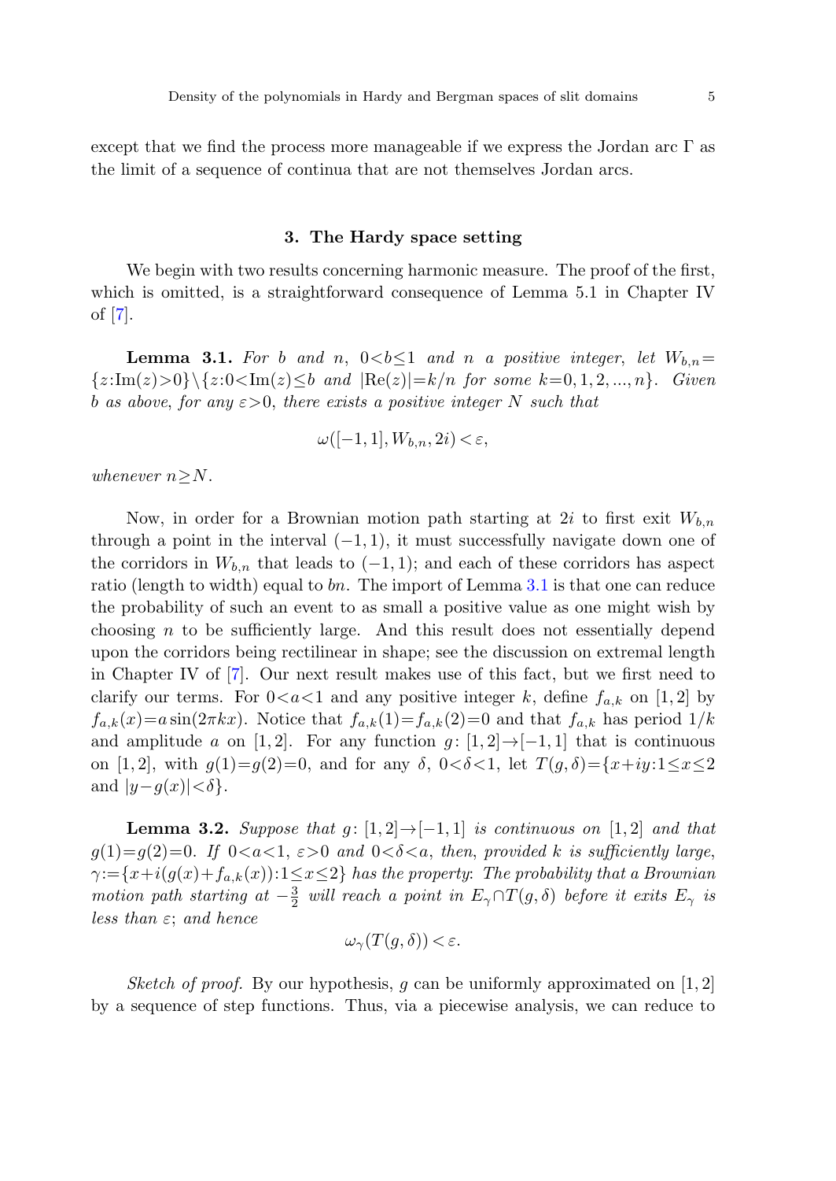except that we find the process more manageable if we express the Jordan arc $\Gamma$ as the limit of a sequence of continua that are not themselves Jordan arcs.

## 3. The Hardy space setting

We begin with two results concerning harmonic measure. The proof of the first, which is omitted, is a straightforward consequence of Lemma 5.1 in Chapter IV of [7].

**Lemma 3.1.** *For $b$ and $n$, $0<b\le 1$ and $n$ a positive integer, let $W_{b,n}=\{z:\mathrm{Im}(z)>0\}\setminus\{z:0<\mathrm{Im}(z)\le b$ and $|\mathrm{Re}(z)|=k/n$ for some $k=0,1,2,...,n\}$. Given $b$ as above, for any $\varepsilon>0$, there exists a positive integer $N$ such that*

$$\omega([-1,1],W_{b,n},2i)<\varepsilon,$$

*whenever $n\ge N$.*

Now, in order for a Brownian motion path starting at $2i$ to first exit $W_{b,n}$ through a point in the interval $(-1,1)$, it must successfully navigate down one of the corridors in $W_{b,n}$ that leads to $(-1,1)$; and each of these corridors has aspect ratio (length to width) equal to $bn$. The import of Lemma 3.1 is that one can reduce the probability of such an event to as small a positive value as one might wish by choosing $n$ to be sufficiently large. And this result does not essentially depend upon the corridors being rectilinear in shape; see the discussion on extremal length in Chapter IV of [7]. Our next result makes use of this fact, but we first need to clarify our terms. For $0<a<1$ and any positive integer $k$, define $f_{a,k}$ on $[1,2]$ by $f_{a,k}(x)=a\sin(2\pi kx)$. Notice that $f_{a,k}(1)=f_{a,k}(2)=0$ and that $f_{a,k}$ has period $1/k$ and amplitude $a$ on $[1,2]$. For any function $g\colon[1,2]\to[-1,1]$ that is continuous on $[1,2]$, with $g(1)=g(2)=0$, and for any $\delta$, $0<\delta<1$, let $T(g,\delta)=\{x+iy:1\le x\le 2$ and $|y-g(x)|<\delta\}$.

**Lemma 3.2.** *Suppose that $g\colon[1,2]\to[-1,1]$ is continuous on $[1,2]$ and that $g(1)=g(2)=0$. If $0<a<1$, $\varepsilon>0$ and $0<\delta<a$, then, provided $k$ is sufficiently large, $\gamma:=\{x+i(g(x)+f_{a,k}(x)):1\le x\le 2\}$ has the property: The probability that a Brownian motion path starting at $-\frac{3}{2}$ will reach a point in $E_\gamma\cap T(g,\delta)$ before it exits $E_\gamma$ is less than $\varepsilon$; and hence*

$$\omega_\gamma(T(g,\delta))<\varepsilon.$$

*Sketch of proof.* By our hypothesis, $g$ can be uniformly approximated on $[1,2]$ by a sequence of step functions. Thus, via a piecewise analysis, we can reduce to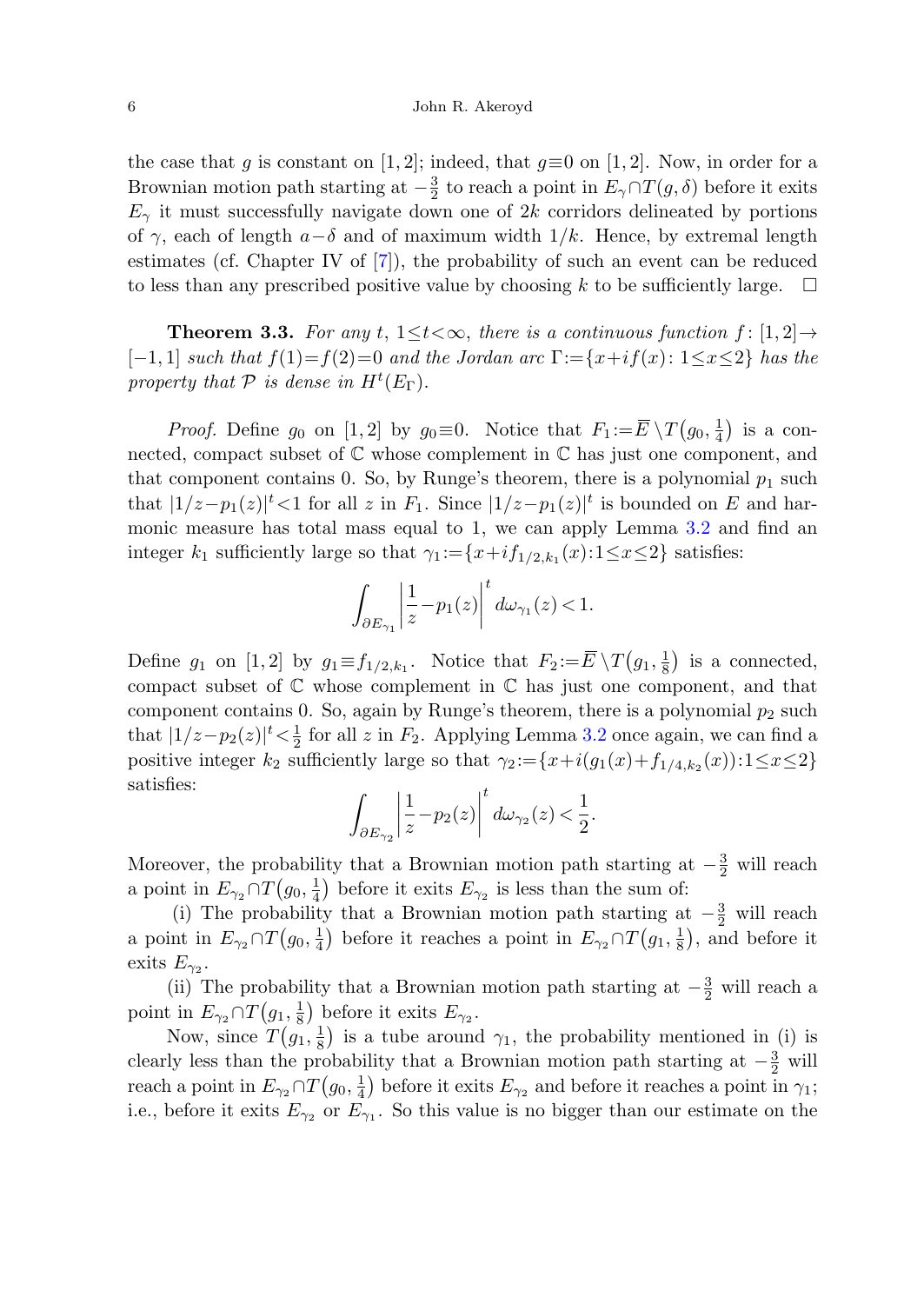the case that $g$ is constant on $[1,2]$; indeed, that $g \equiv 0$ on $[1,2]$. Now, in order for a Brownian motion path starting at $-\frac{3}{2}$ to reach a point in $E_\gamma \cap T(g,\delta)$ before it exits $E_\gamma$ it must successfully navigate down one of $2k$ corridors delineated by portions of $\gamma$, each of length $a-\delta$ and of maximum width $1/k$. Hence, by extremal length estimates (cf. Chapter IV of [7]), the probability of such an event can be reduced to less than any prescribed positive value by choosing $k$ to be sufficiently large. $\square$

**Theorem 3.3.** *For any $t$, $1 \le t < \infty$, there is a continuous function $f\colon [1,2] \to [-1,1]$ such that $f(1)=f(2)=0$ and the Jordan arc $\Gamma := \{x+if(x) : 1 \le x \le 2\}$ has the property that $\mathcal{P}$ is dense in $H^t(E_\Gamma)$.*

*Proof.* Define $g_0$ on $[1,2]$ by $g_0 \equiv 0$. Notice that $F_1 := \overline{E} \setminus T\big(g_0, \frac{1}{4}\big)$ is a connected, compact subset of $\mathbb{C}$ whose complement in $\mathbb{C}$ has just one component, and that component contains 0. So, by Runge's theorem, there is a polynomial $p_1$ such that $|1/z - p_1(z)|^t < 1$ for all $z$ in $F_1$. Since $|1/z - p_1(z)|^t$ is bounded on $E$ and harmonic measure has total mass equal to 1, we can apply Lemma 3.2 and find an integer $k_1$ sufficiently large so that $\gamma_1 := \{x + i f_{1/2,k_1}(x) : 1 \le x \le 2\}$ satisfies:

$$\int_{\partial E_{\gamma_1}} \left| \frac{1}{z} - p_1(z) \right|^t d\omega_{\gamma_1}(z) < 1.$$

Define $g_1$ on $[1,2]$ by $g_1 \equiv f_{1/2,k_1}$. Notice that $F_2 := \overline{E} \setminus T\big(g_1, \frac{1}{8}\big)$ is a connected, compact subset of $\mathbb{C}$ whose complement in $\mathbb{C}$ has just one component, and that component contains 0. So, again by Runge's theorem, there is a polynomial $p_2$ such that $|1/z - p_2(z)|^t < \frac{1}{2}$ for all $z$ in $F_2$. Applying Lemma 3.2 once again, we can find a positive integer $k_2$ sufficiently large so that $\gamma_2 := \{x + i(g_1(x) + f_{1/4,k_2}(x)) : 1 \le x \le 2\}$ satisfies:

$$\int_{\partial E_{\gamma_2}} \left| \frac{1}{z} - p_2(z) \right|^t d\omega_{\gamma_2}(z) < \frac{1}{2}.$$

Moreover, the probability that a Brownian motion path starting at $-\frac{3}{2}$ will reach a point in $E_{\gamma_2} \cap T\big(g_0, \frac{1}{4}\big)$ before it exits $E_{\gamma_2}$ is less than the sum of:

(i) The probability that a Brownian motion path starting at $-\frac{3}{2}$ will reach a point in $E_{\gamma_2} \cap T\big(g_0, \frac{1}{4}\big)$ before it reaches a point in $E_{\gamma_2} \cap T\big(g_1, \frac{1}{8}\big)$, and before it exits $E_{\gamma_2}$.

(ii) The probability that a Brownian motion path starting at $-\frac{3}{2}$ will reach a point in $E_{\gamma_2} \cap T\big(g_1, \frac{1}{8}\big)$ before it exits $E_{\gamma_2}$.

Now, since $T\big(g_1, \frac{1}{8}\big)$ is a tube around $\gamma_1$, the probability mentioned in (i) is clearly less than the probability that a Brownian motion path starting at $-\frac{3}{2}$ will reach a point in $E_{\gamma_2} \cap T\big(g_0, \frac{1}{4}\big)$ before it exits $E_{\gamma_2}$ and before it reaches a point in $\gamma_1$; i.e., before it exits $E_{\gamma_2}$ or $E_{\gamma_1}$. So this value is no bigger than our estimate on the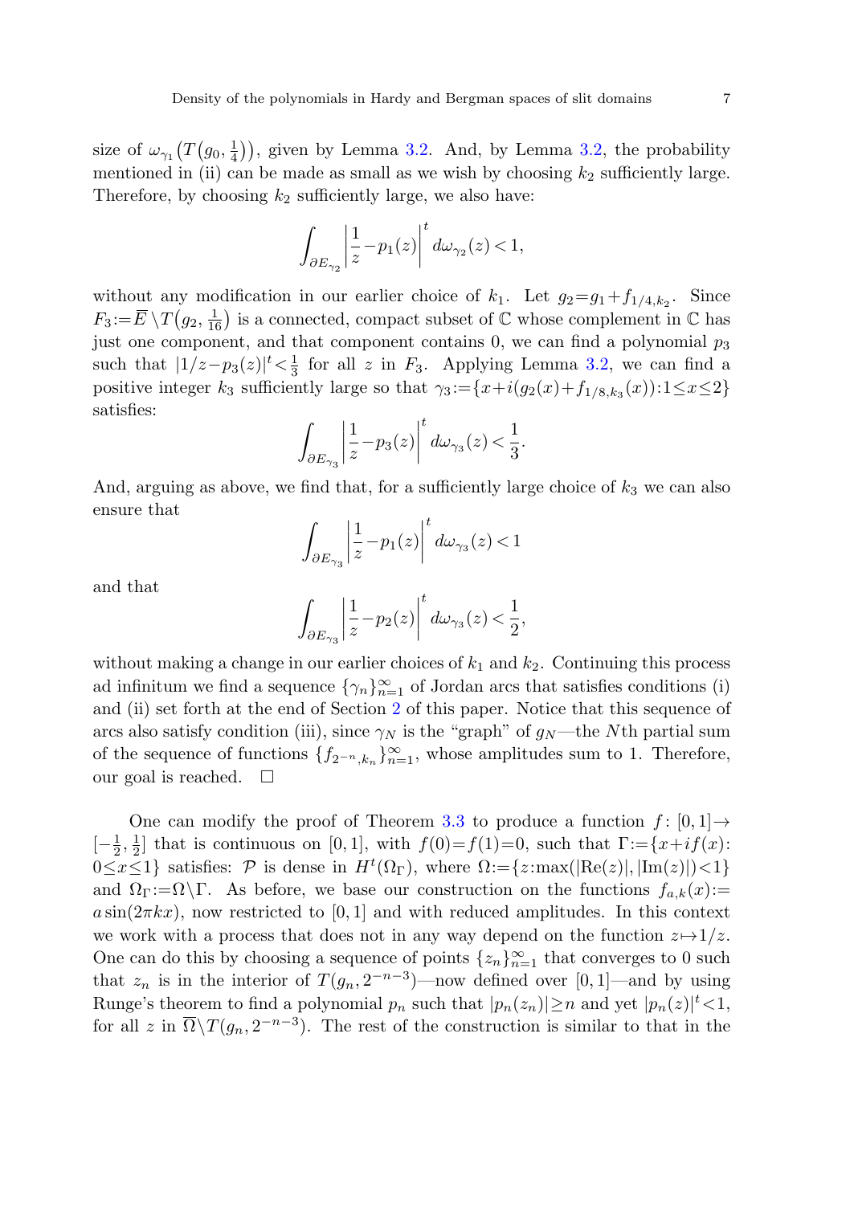size of $\omega_{\gamma_1}(T(g_0, \frac{1}{4}))$, given by Lemma 3.2. And, by Lemma 3.2, the probability mentioned in (ii) can be made as small as we wish by choosing $k_2$ sufficiently large. Therefore, by choosing $k_2$ sufficiently large, we also have:

$$\int_{\partial E_{\gamma_2}} \left|\frac{1}{z} - p_1(z)\right|^t d\omega_{\gamma_2}(z) < 1,$$

without any modification in our earlier choice of $k_1$. Let $g_2 = g_1 + f_{1/4, k_2}$. Since $F_3 := \overline{E} \setminus T(g_2, \frac{1}{16})$ is a connected, compact subset of $\mathbb{C}$ whose complement in $\mathbb{C}$ has just one component, and that component contains 0, we can find a polynomial $p_3$ such that $|1/z - p_3(z)|^t < \frac{1}{3}$ for all $z$ in $F_3$. Applying Lemma 3.2, we can find a positive integer $k_3$ sufficiently large so that $\gamma_3 := \{x + i(g_2(x) + f_{1/8, k_3}(x)) : 1 \le x \le 2\}$ satisfies:

$$\int_{\partial E_{\gamma_3}} \left|\frac{1}{z} - p_3(z)\right|^t d\omega_{\gamma_3}(z) < \frac{1}{3}.$$

And, arguing as above, we find that, for a sufficiently large choice of $k_3$ we can also ensure that

$$\int_{\partial E_{\gamma_3}} \left|\frac{1}{z} - p_1(z)\right|^t d\omega_{\gamma_3}(z) < 1$$

and that

$$\int_{\partial E_{\gamma_3}} \left|\frac{1}{z} - p_2(z)\right|^t d\omega_{\gamma_3}(z) < \frac{1}{2},$$

without making a change in our earlier choices of $k_1$ and $k_2$. Continuing this process ad infinitum we find a sequence $\{\gamma_n\}_{n=1}^{\infty}$ of Jordan arcs that satisfies conditions (i) and (ii) set forth at the end of Section 2 of this paper. Notice that this sequence of arcs also satisfy condition (iii), since $\gamma_N$ is the "graph" of $g_N$—the $N$th partial sum of the sequence of functions $\{f_{2^{-n}, k_n}\}_{n=1}^{\infty}$, whose amplitudes sum to 1. Therefore, our goal is reached. □

One can modify the proof of Theorem 3.3 to produce a function $f : [0,1] \to [-\frac{1}{2}, \frac{1}{2}]$ that is continuous on $[0,1]$, with $f(0) = f(1) = 0$, such that $\Gamma := \{x + if(x) : 0 \le x \le 1\}$ satisfies: $\mathcal{P}$ is dense in $H^t(\Omega_\Gamma)$, where $\Omega := \{z : \max(|\mathrm{Re}(z)|, |\mathrm{Im}(z)|) < 1\}$ and $\Omega_\Gamma := \Omega \setminus \Gamma$. As before, we base our construction on the functions $f_{a,k}(x) := a \sin(2\pi k x)$, now restricted to $[0,1]$ and with reduced amplitudes. In this context we work with a process that does not in any way depend on the function $z \mapsto 1/z$. One can do this by choosing a sequence of points $\{z_n\}_{n=1}^{\infty}$ that converges to 0 such that $z_n$ is in the interior of $T(g_n, 2^{-n-3})$—now defined over $[0,1]$—and by using Runge's theorem to find a polynomial $p_n$ such that $|p_n(z_n)| \ge n$ and yet $|p_n(z)|^t < 1$, for all $z$ in $\overline{\Omega} \setminus T(g_n, 2^{-n-3})$. The rest of the construction is similar to that in the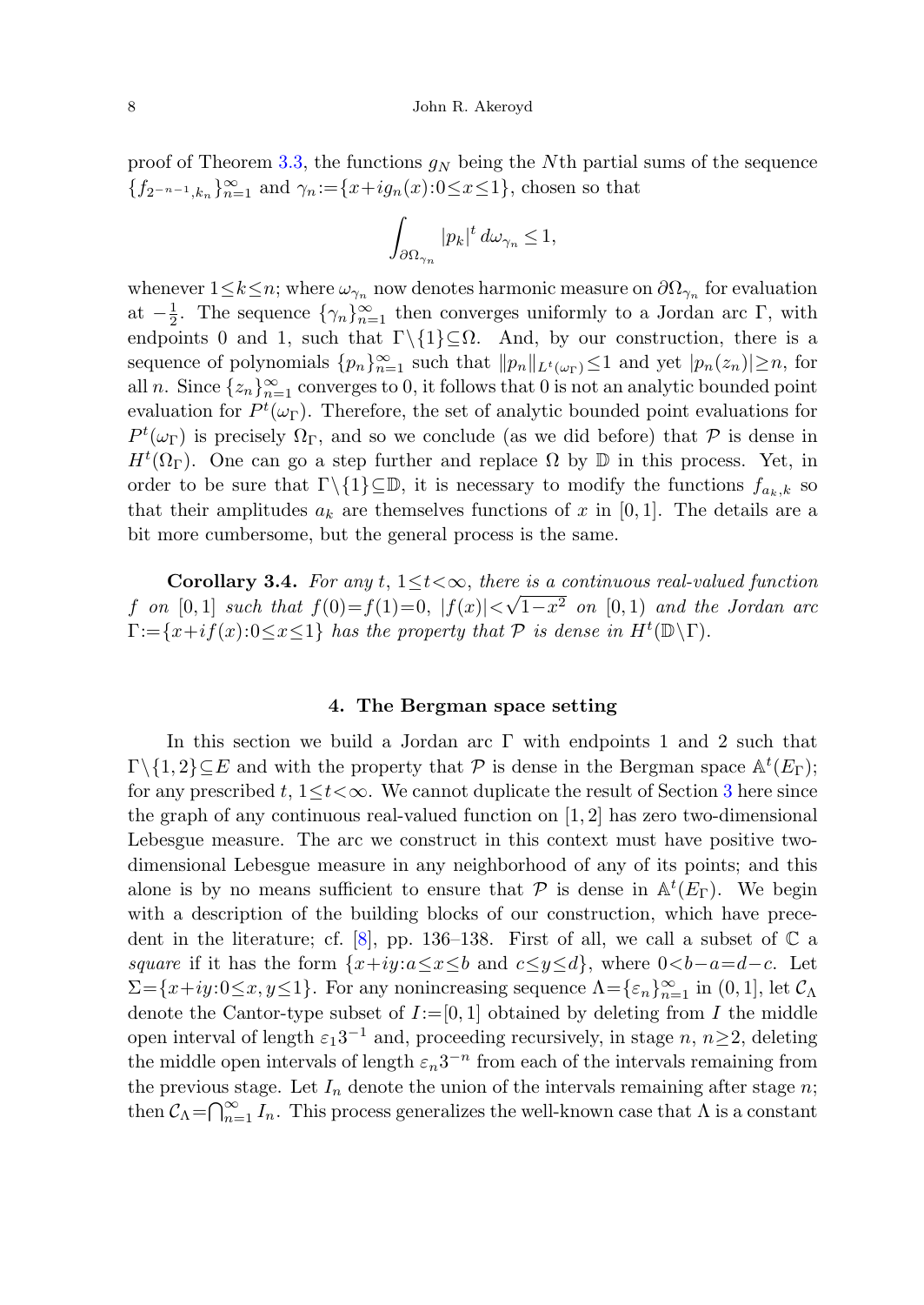proof of Theorem 3.3, the functions $g_N$ being the $N$th partial sums of the sequence $\{f_{2^{-n-1},k_n}\}_{n=1}^{\infty}$ and $\gamma_n := \{x + ig_n(x) : 0 \le x \le 1\}$, chosen so that

$$\int_{\partial\Omega_{\gamma_n}} |p_k|^t \, d\omega_{\gamma_n} \le 1,$$

whenever $1 \le k \le n$; where $\omega_{\gamma_n}$ now denotes harmonic measure on $\partial\Omega_{\gamma_n}$ for evaluation at $-\frac{1}{2}$. The sequence $\{\gamma_n\}_{n=1}^{\infty}$ then converges uniformly to a Jordan arc $\Gamma$, with endpoints 0 and 1, such that $\Gamma \setminus \{1\} \subseteq \Omega$. And, by our construction, there is a sequence of polynomials $\{p_n\}_{n=1}^{\infty}$ such that $\|p_n\|_{L^t(\omega_\Gamma)} \le 1$ and yet $|p_n(z_n)| \ge n$, for all $n$. Since $\{z_n\}_{n=1}^{\infty}$ converges to 0, it follows that 0 is not an analytic bounded point evaluation for $P^t(\omega_\Gamma)$. Therefore, the set of analytic bounded point evaluations for $P^t(\omega_\Gamma)$ is precisely $\Omega_\Gamma$, and so we conclude (as we did before) that $\mathcal{P}$ is dense in $H^t(\Omega_\Gamma)$. One can go a step further and replace $\Omega$ by $\mathbb{D}$ in this process. Yet, in order to be sure that $\Gamma \setminus \{1\} \subseteq \mathbb{D}$, it is necessary to modify the functions $f_{a_k,k}$ so that their amplitudes $a_k$ are themselves functions of $x$ in $[0,1]$. The details are a bit more cumbersome, but the general process is the same.

**Corollary 3.4.** *For any $t$, $1 \le t < \infty$, there is a continuous real-valued function $f$ on $[0,1]$ such that $f(0) = f(1) = 0$, $|f(x)| < \sqrt{1-x^2}$ on $[0,1)$ and the Jordan arc $\Gamma := \{x + if(x) : 0 \le x \le 1\}$ has the property that $\mathcal{P}$ is dense in $H^t(\mathbb{D} \setminus \Gamma)$.*

## 4. The Bergman space setting

In this section we build a Jordan arc $\Gamma$ with endpoints 1 and 2 such that $\Gamma \setminus \{1, 2\} \subseteq E$ and with the property that $\mathcal{P}$ is dense in the Bergman space $\mathbb{A}^t(E_\Gamma)$; for any prescribed $t$, $1 \le t < \infty$. We cannot duplicate the result of Section 3 here since the graph of any continuous real-valued function on $[1,2]$ has zero two-dimensional Lebesgue measure. The arc we construct in this context must have positive two-dimensional Lebesgue measure in any neighborhood of any of its points; and this alone is by no means sufficient to ensure that $\mathcal{P}$ is dense in $\mathbb{A}^t(E_\Gamma)$. We begin with a description of the building blocks of our construction, which have precedent in the literature; cf. [8], pp. 136–138. First of all, we call a subset of $\mathbb{C}$ a *square* if it has the form $\{x + iy : a \le x \le b \text{ and } c \le y \le d\}$, where $0 < b - a = d - c$. Let $\Sigma = \{x + iy : 0 \le x, y \le 1\}$. For any nonincreasing sequence $\Lambda = \{\varepsilon_n\}_{n=1}^{\infty}$ in $(0,1]$, let $\mathcal{C}_\Lambda$ denote the Cantor-type subset of $I := [0,1]$ obtained by deleting from $I$ the middle open interval of length $\varepsilon_1 3^{-1}$ and, proceeding recursively, in stage $n$, $n \ge 2$, deleting the middle open intervals of length $\varepsilon_n 3^{-n}$ from each of the intervals remaining from the previous stage. Let $I_n$ denote the union of the intervals remaining after stage $n$; then $\mathcal{C}_\Lambda = \bigcap_{n=1}^{\infty} I_n$. This process generalizes the well-known case that $\Lambda$ is a constant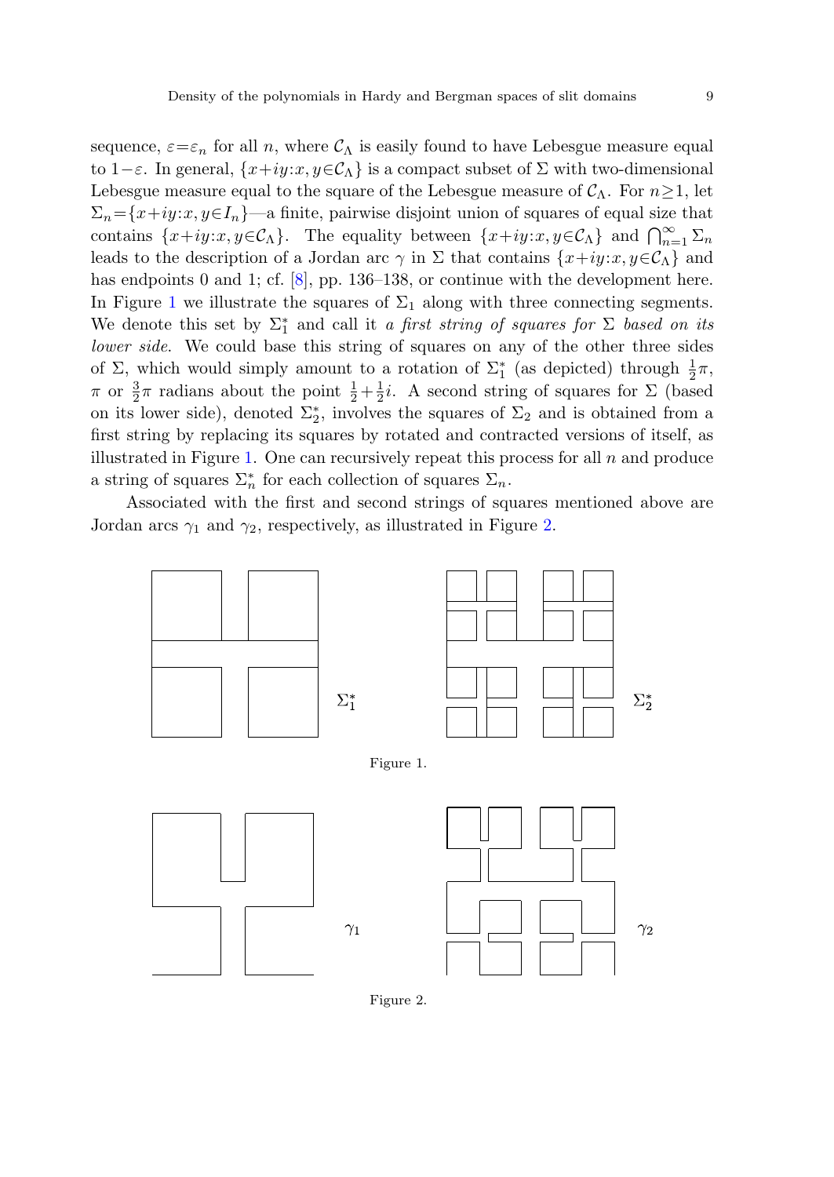sequence, $\varepsilon = \varepsilon_n$ for all $n$, where $\mathcal{C}_\Lambda$ is easily found to have Lebesgue measure equal to $1-\varepsilon$. In general, $\{x+iy : x, y \in \mathcal{C}_\Lambda\}$ is a compact subset of $\Sigma$ with two-dimensional Lebesgue measure equal to the square of the Lebesgue measure of $\mathcal{C}_\Lambda$. For $n \geq 1$, let $\Sigma_n = \{x+iy : x, y \in I_n\}$—a finite, pairwise disjoint union of squares of equal size that contains $\{x+iy : x, y \in \mathcal{C}_\Lambda\}$. The equality between $\{x+iy : x, y \in \mathcal{C}_\Lambda\}$ and $\bigcap_{n=1}^{\infty} \Sigma_n$ leads to the description of a Jordan arc $\gamma$ in $\Sigma$ that contains $\{x+iy : x, y \in \mathcal{C}_\Lambda\}$ and has endpoints 0 and 1; cf. [8], pp. 136–138, or continue with the development here. In Figure 1 we illustrate the squares of $\Sigma_1$ along with three connecting segments. We denote this set by $\Sigma_1^*$ and call it *a first string of squares for* $\Sigma$ *based on its lower side*. We could base this string of squares on any of the other three sides of $\Sigma$, which would simply amount to a rotation of $\Sigma_1^*$ (as depicted) through $\frac{1}{2}\pi$, $\pi$ or $\frac{3}{2}\pi$ radians about the point $\frac{1}{2}+\frac{1}{2}i$. A second string of squares for $\Sigma$ (based on its lower side), denoted $\Sigma_2^*$, involves the squares of $\Sigma_2$ and is obtained from a first string by replacing its squares by rotated and contracted versions of itself, as illustrated in Figure 1. One can recursively repeat this process for all $n$ and produce a string of squares $\Sigma_n^*$ for each collection of squares $\Sigma_n$.

Associated with the first and second strings of squares mentioned above are Jordan arcs $\gamma_1$ and $\gamma_2$, respectively, as illustrated in Figure 2.

$\Sigma_1^*$

$\Sigma_2^*$

Figure 1.

$\gamma_1$

$\gamma_2$

Figure 2.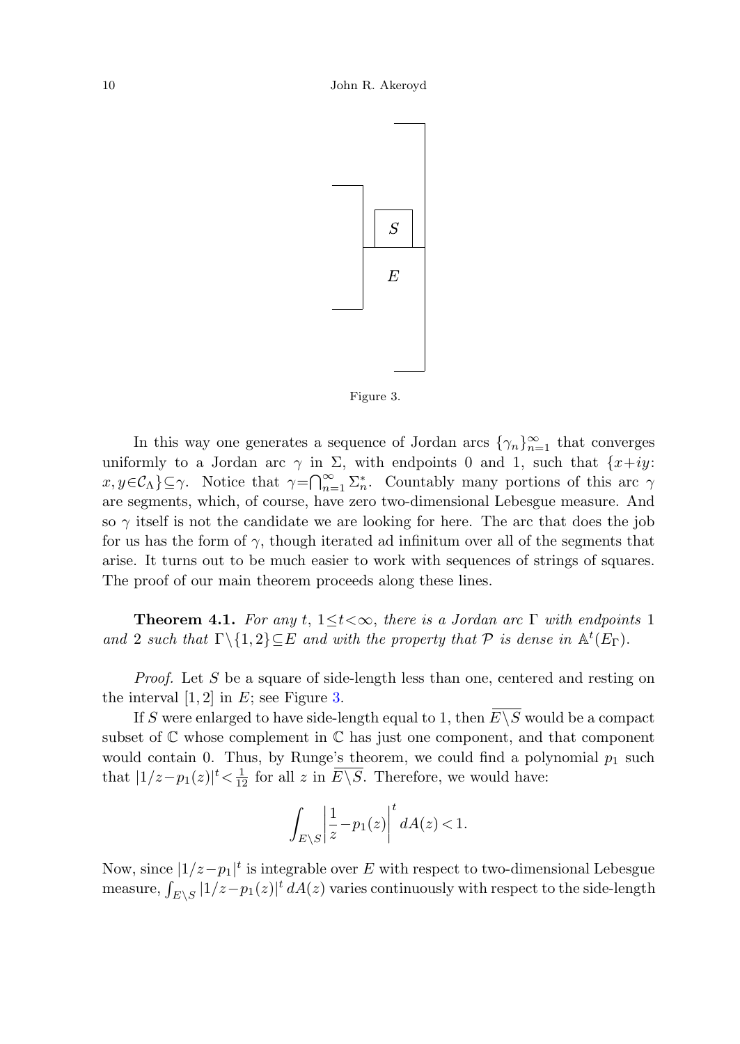S

E

Figure 3.

In this way one generates a sequence of Jordan arcs $\{\gamma_n\}_{n=1}^{\infty}$ that converges uniformly to a Jordan arc $\gamma$ in $\Sigma$, with endpoints 0 and 1, such that $\{x+iy: x,y\in\mathcal{C}_\Lambda\}\subseteq\gamma$. Notice that $\gamma=\bigcap_{n=1}^{\infty}\Sigma_n^*$. Countably many portions of this arc $\gamma$ are segments, which, of course, have zero two-dimensional Lebesgue measure. And so $\gamma$ itself is not the candidate we are looking for here. The arc that does the job for us has the form of $\gamma$, though iterated ad infinitum over all of the segments that arise. It turns out to be much easier to work with sequences of strings of squares. The proof of our main theorem proceeds along these lines.

**Theorem 4.1.** *For any $t$, $1\le t<\infty$, there is a Jordan arc $\Gamma$ with endpoints 1 and 2 such that $\Gamma\setminus\{1,2\}\subseteq E$ and with the property that $\mathcal{P}$ is dense in $\mathbb{A}^t(E_\Gamma)$.*

*Proof.* Let $S$ be a square of side-length less than one, centered and resting on the interval $[1,2]$ in $E$; see Figure 3.

If $S$ were enlarged to have side-length equal to 1, then $\overline{E\setminus S}$ would be a compact subset of $\mathbb{C}$ whose complement in $\mathbb{C}$ has just one component, and that component would contain 0. Thus, by Runge's theorem, we could find a polynomial $p_1$ such that $|1/z-p_1(z)|^t<\frac{1}{12}$ for all $z$ in $\overline{E\setminus S}$. Therefore, we would have:

$$\int_{E\setminus S}\left|\frac{1}{z}-p_1(z)\right|^t dA(z)<1.$$

Now, since $|1/z-p_1|^t$ is integrable over $E$ with respect to two-dimensional Lebesgue measure, $\int_{E\setminus S}|1/z-p_1(z)|^t\,dA(z)$ varies continuously with respect to the side-length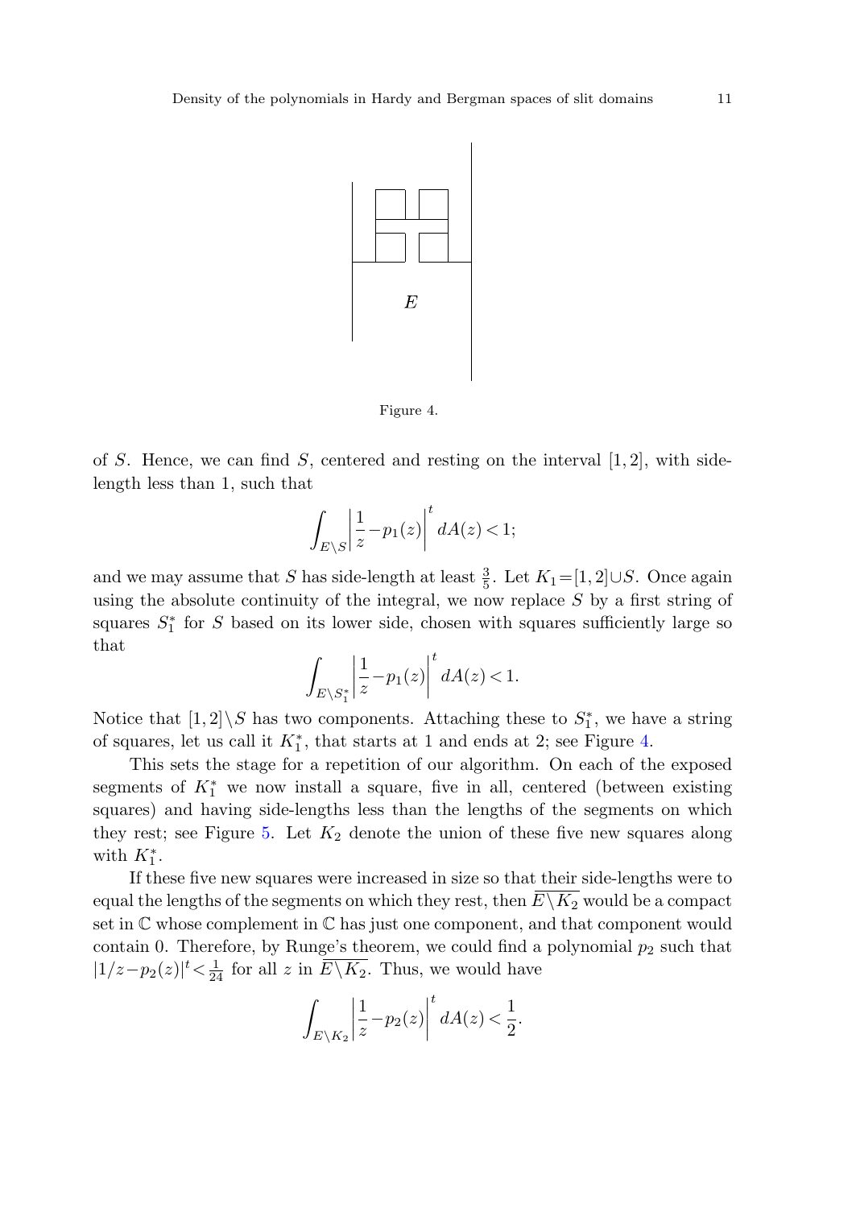E

Figure 4.

of $S$. Hence, we can find $S$, centered and resting on the interval $[1,2]$, with side-length less than 1, such that

$$\int_{E\setminus S}\left|\frac{1}{z}-p_1(z)\right|^t dA(z)<1;$$

and we may assume that $S$ has side-length at least $\frac{3}{5}$. Let $K_1=[1,2]\cup S$. Once again using the absolute continuity of the integral, we now replace $S$ by a first string of squares $S_1^*$ for $S$ based on its lower side, chosen with squares sufficiently large so that

$$\int_{E\setminus S_1^*}\left|\frac{1}{z}-p_1(z)\right|^t dA(z)<1.$$

Notice that $[1,2]\setminus S$ has two components. Attaching these to $S_1^*$, we have a string of squares, let us call it $K_1^*$, that starts at 1 and ends at 2; see Figure 4.

This sets the stage for a repetition of our algorithm. On each of the exposed segments of $K_1^*$ we now install a square, five in all, centered (between existing squares) and having side-lengths less than the lengths of the segments on which they rest; see Figure 5. Let $K_2$ denote the union of these five new squares along with $K_1^*$.

If these five new squares were increased in size so that their side-lengths were to equal the lengths of the segments on which they rest, then $\overline{E\setminus K_2}$ would be a compact set in $\mathbb{C}$ whose complement in $\mathbb{C}$ has just one component, and that component would contain 0. Therefore, by Runge's theorem, we could find a polynomial $p_2$ such that $|1/z-p_2(z)|^t<\frac{1}{24}$ for all $z$ in $\overline{E\setminus K_2}$. Thus, we would have

$$\int_{E\setminus K_2}\left|\frac{1}{z}-p_2(z)\right|^t dA(z)<\frac{1}{2}.$$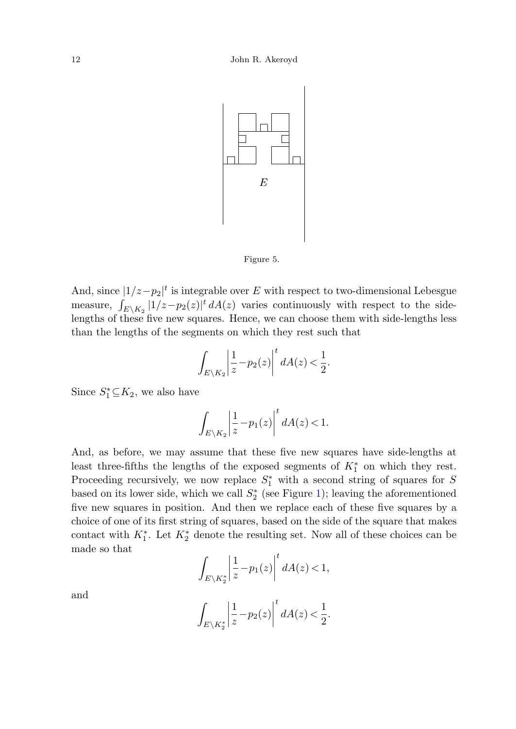E

Figure 5.

And, since $|1/z - p_2|^t$ is integrable over $E$ with respect to two-dimensional Lebesgue measure, $\int_{E\setminus K_2} |1/z - p_2(z)|^t \, dA(z)$ varies continuously with respect to the side-lengths of these five new squares. Hence, we can choose them with side-lengths less than the lengths of the segments on which they rest such that

$$\int_{E\setminus K_2} \left| \frac{1}{z} - p_2(z) \right|^t dA(z) < \frac{1}{2}.$$

Since $S_1^* \subseteq K_2$, we also have

$$\int_{E\setminus K_2} \left| \frac{1}{z} - p_1(z) \right|^t dA(z) < 1.$$

And, as before, we may assume that these five new squares have side-lengths at least three-fifths the lengths of the exposed segments of $K_1^*$ on which they rest. Proceeding recursively, we now replace $S_1^*$ with a second string of squares for $S$ based on its lower side, which we call $S_2^*$ (see Figure 1); leaving the aforementioned five new squares in position. And then we replace each of these five squares by a choice of one of its first string of squares, based on the side of the square that makes contact with $K_1^*$. Let $K_2^*$ denote the resulting set. Now all of these choices can be made so that

$$\int_{E\setminus K_2^*} \left| \frac{1}{z} - p_1(z) \right|^t dA(z) < 1,$$

and

$$\int_{E\setminus K_2^*} \left| \frac{1}{z} - p_2(z) \right|^t dA(z) < \frac{1}{2}.$$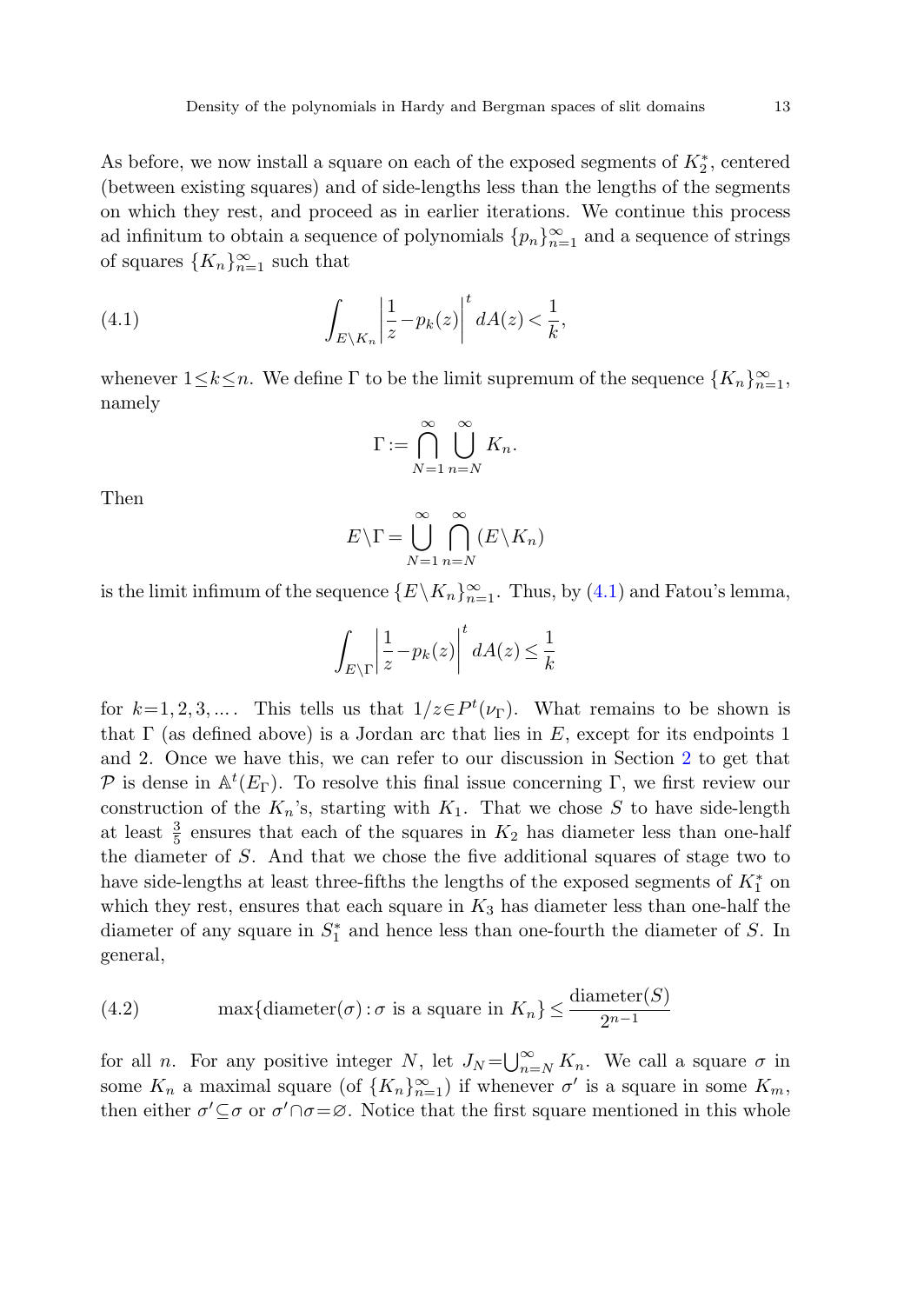As before, we now install a square on each of the exposed segments of $K_2^*$, centered (between existing squares) and of side-lengths less than the lengths of the segments on which they rest, and proceed as in earlier iterations. We continue this process ad infinitum to obtain a sequence of polynomials $\{p_n\}_{n=1}^\infty$ and a sequence of strings of squares $\{K_n\}_{n=1}^\infty$ such that

$$\int_{E\setminus K_n} \left|\frac{1}{z} - p_k(z)\right|^t dA(z) < \frac{1}{k}, \tag{4.1}$$

whenever $1 \le k \le n$. We define $\Gamma$ to be the limit supremum of the sequence $\{K_n\}_{n=1}^\infty$, namely

$$\Gamma := \bigcap_{N=1}^{\infty} \bigcup_{n=N}^{\infty} K_n.$$

Then

$$E\setminus\Gamma = \bigcup_{N=1}^{\infty} \bigcap_{n=N}^{\infty} (E\setminus K_n)$$

is the limit infimum of the sequence $\{E\setminus K_n\}_{n=1}^\infty$. Thus, by (4.1) and Fatou's lemma,

$$\int_{E\setminus\Gamma} \left|\frac{1}{z} - p_k(z)\right|^t dA(z) \le \frac{1}{k}$$

for $k=1,2,3,\dots$. This tells us that $1/z \in P^t(\nu_\Gamma)$. What remains to be shown is that $\Gamma$ (as defined above) is a Jordan arc that lies in $E$, except for its endpoints 1 and 2. Once we have this, we can refer to our discussion in Section 2 to get that $\mathcal{P}$ is dense in $\mathbb{A}^t(E_\Gamma)$. To resolve this final issue concerning $\Gamma$, we first review our construction of the $K_n$'s, starting with $K_1$. That we chose $S$ to have side-length at least $\frac{3}{5}$ ensures that each of the squares in $K_2$ has diameter less than one-half the diameter of $S$. And that we chose the five additional squares of stage two to have side-lengths at least three-fifths the lengths of the exposed segments of $K_1^*$ on which they rest, ensures that each square in $K_3$ has diameter less than one-half the diameter of any square in $S_1^*$ and hence less than one-fourth the diameter of $S$. In general,

$$\max\{\text{diameter}(\sigma) : \sigma \text{ is a square in } K_n\} \le \frac{\text{diameter}(S)}{2^{n-1}} \tag{4.2}$$

for all $n$. For any positive integer $N$, let $J_N = \bigcup_{n=N}^\infty K_n$. We call a square $\sigma$ in some $K_n$ a maximal square (of $\{K_n\}_{n=1}^\infty$) if whenever $\sigma'$ is a square in some $K_m$, then either $\sigma' \subseteq \sigma$ or $\sigma' \cap \sigma = \varnothing$. Notice that the first square mentioned in this whole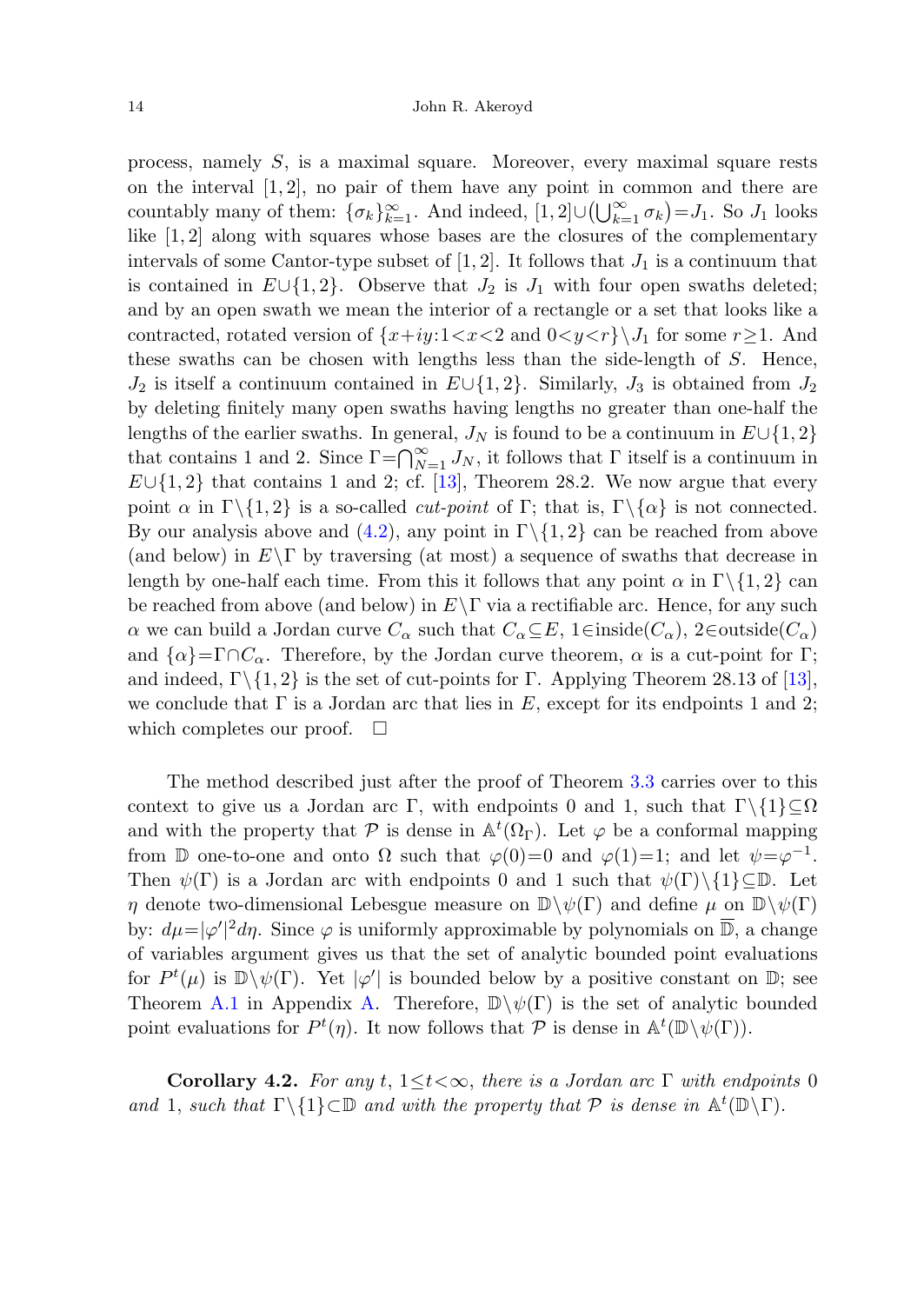process, namely $S$, is a maximal square. Moreover, every maximal square rests on the interval $[1,2]$, no pair of them have any point in common and there are countably many of them: $\{\sigma_k\}_{k=1}^{\infty}$. And indeed, $[1,2]\cup\big(\bigcup_{k=1}^{\infty}\sigma_k\big)=J_1$. So $J_1$ looks like $[1,2]$ along with squares whose bases are the closures of the complementary intervals of some Cantor-type subset of $[1,2]$. It follows that $J_1$ is a continuum that is contained in $E\cup\{1,2\}$. Observe that $J_2$ is $J_1$ with four open swaths deleted; and by an open swath we mean the interior of a rectangle or a set that looks like a contracted, rotated version of $\{x+iy:1<x<2 \text{ and } 0<y<r\}\setminus J_1$ for some $r\geq 1$. And these swaths can be chosen with lengths less than the side-length of $S$. Hence, $J_2$ is itself a continuum contained in $E\cup\{1,2\}$. Similarly, $J_3$ is obtained from $J_2$ by deleting finitely many open swaths having lengths no greater than one-half the lengths of the earlier swaths. In general, $J_N$ is found to be a continuum in $E\cup\{1,2\}$ that contains 1 and 2. Since $\Gamma=\bigcap_{N=1}^{\infty}J_N$, it follows that $\Gamma$ itself is a continuum in $E\cup\{1,2\}$ that contains 1 and 2; cf. [13], Theorem 28.2. We now argue that every point $\alpha$ in $\Gamma\setminus\{1,2\}$ is a so-called *cut-point* of $\Gamma$; that is, $\Gamma\setminus\{\alpha\}$ is not connected. By our analysis above and (4.2), any point in $\Gamma\setminus\{1,2\}$ can be reached from above (and below) in $E\setminus\Gamma$ by traversing (at most) a sequence of swaths that decrease in length by one-half each time. From this it follows that any point $\alpha$ in $\Gamma\setminus\{1,2\}$ can be reached from above (and below) in $E\setminus\Gamma$ via a rectifiable arc. Hence, for any such $\alpha$ we can build a Jordan curve $C_\alpha$ such that $C_\alpha\subseteq E$, $1\in\text{inside}(C_\alpha)$, $2\in\text{outside}(C_\alpha)$ and $\{\alpha\}=\Gamma\cap C_\alpha$. Therefore, by the Jordan curve theorem, $\alpha$ is a cut-point for $\Gamma$; and indeed, $\Gamma\setminus\{1,2\}$ is the set of cut-points for $\Gamma$. Applying Theorem 28.13 of [13], we conclude that $\Gamma$ is a Jordan arc that lies in $E$, except for its endpoints 1 and 2; which completes our proof. $\square$

The method described just after the proof of Theorem 3.3 carries over to this context to give us a Jordan arc $\Gamma$, with endpoints 0 and 1, such that $\Gamma\setminus\{1\}\subseteq\Omega$ and with the property that $\mathcal{P}$ is dense in $\mathbb{A}^t(\Omega_\Gamma)$. Let $\varphi$ be a conformal mapping from $\mathbb{D}$ one-to-one and onto $\Omega$ such that $\varphi(0)=0$ and $\varphi(1)=1$; and let $\psi=\varphi^{-1}$. Then $\psi(\Gamma)$ is a Jordan arc with endpoints 0 and 1 such that $\psi(\Gamma)\setminus\{1\}\subseteq\mathbb{D}$. Let $\eta$ denote two-dimensional Lebesgue measure on $\mathbb{D}\setminus\psi(\Gamma)$ and define $\mu$ on $\mathbb{D}\setminus\psi(\Gamma)$ by: $d\mu=|\varphi'|^2d\eta$. Since $\varphi$ is uniformly approximable by polynomials on $\overline{\mathbb{D}}$, a change of variables argument gives us that the set of analytic bounded point evaluations for $P^t(\mu)$ is $\mathbb{D}\setminus\psi(\Gamma)$. Yet $|\varphi'|$ is bounded below by a positive constant on $\mathbb{D}$; see Theorem A.1 in Appendix A. Therefore, $\mathbb{D}\setminus\psi(\Gamma)$ is the set of analytic bounded point evaluations for $P^t(\eta)$. It now follows that $\mathcal{P}$ is dense in $\mathbb{A}^t(\mathbb{D}\setminus\psi(\Gamma))$.

**Corollary 4.2.** *For any $t$, $1\leq t<\infty$, there is a Jordan arc $\Gamma$ with endpoints 0 and 1, such that $\Gamma\setminus\{1\}\subset\mathbb{D}$ and with the property that $\mathcal{P}$ is dense in $\mathbb{A}^t(\mathbb{D}\setminus\Gamma)$.*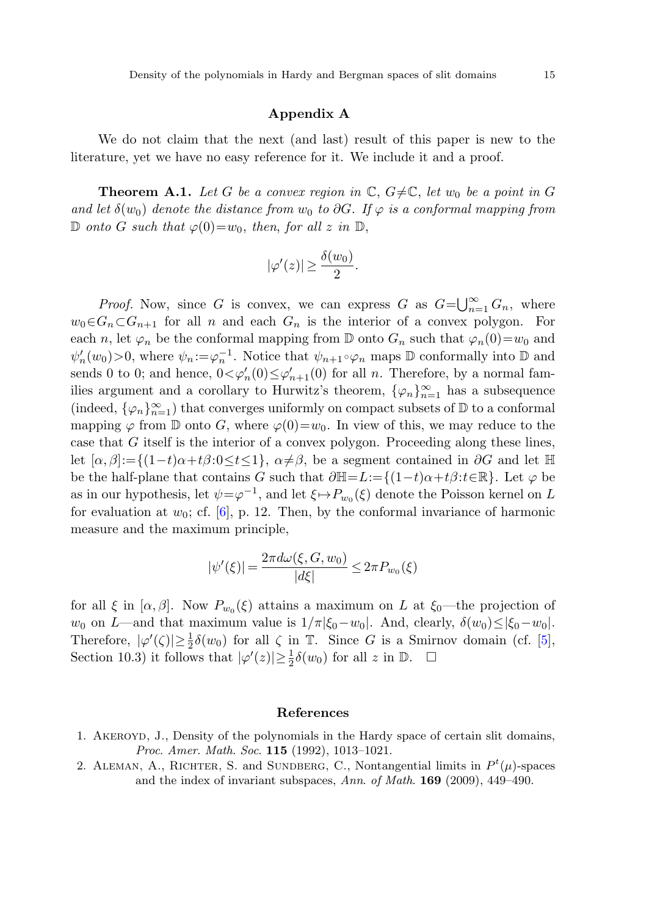## Appendix A

We do not claim that the next (and last) result of this paper is new to the literature, yet we have no easy reference for it. We include it and a proof.

**Theorem A.1.** *Let $G$ be a convex region in $\mathbb{C}$, $G\neq\mathbb{C}$, let $w_0$ be a point in $G$ and let $\delta(w_0)$ denote the distance from $w_0$ to $\partial G$. If $\varphi$ is a conformal mapping from $\mathbb{D}$ onto $G$ such that $\varphi(0)=w_0$, then, for all $z$ in $\mathbb{D}$,*

$$|\varphi'(z)|\geq\frac{\delta(w_0)}{2}.$$

*Proof.* Now, since $G$ is convex, we can express $G$ as $G=\bigcup_{n=1}^{\infty}G_n$, where $w_0\in G_n\subset G_{n+1}$ for all $n$ and each $G_n$ is the interior of a convex polygon. For each $n$, let $\varphi_n$ be the conformal mapping from $\mathbb{D}$ onto $G_n$ such that $\varphi_n(0)=w_0$ and $\psi_n'(w_0)>0$, where $\psi_n:=\varphi_n^{-1}$. Notice that $\psi_{n+1}\circ\varphi_n$ maps $\mathbb{D}$ conformally into $\mathbb{D}$ and sends 0 to 0; and hence, $0<\varphi_n'(0)\leq\varphi_{n+1}'(0)$ for all $n$. Therefore, by a normal families argument and a corollary to Hurwitz's theorem, $\{\varphi_n\}_{n=1}^{\infty}$ has a subsequence (indeed, $\{\varphi_n\}_{n=1}^{\infty}$) that converges uniformly on compact subsets of $\mathbb{D}$ to a conformal mapping $\varphi$ from $\mathbb{D}$ onto $G$, where $\varphi(0)=w_0$. In view of this, we may reduce to the case that $G$ itself is the interior of a convex polygon. Proceeding along these lines, let $[\alpha,\beta]:=\{(1-t)\alpha+t\beta:0\leq t\leq1\}$, $\alpha\neq\beta$, be a segment contained in $\partial G$ and let $\mathbb{H}$ be the half-plane that contains $G$ such that $\partial\mathbb{H}=L:=\{(1-t)\alpha+t\beta:t\in\mathbb{R}\}$. Let $\varphi$ be as in our hypothesis, let $\psi=\varphi^{-1}$, and let $\xi\mapsto P_{w_0}(\xi)$ denote the Poisson kernel on $L$ for evaluation at $w_0$; cf. [6], p. 12. Then, by the conformal invariance of harmonic measure and the maximum principle,

$$|\psi'(\xi)|=\frac{2\pi d\omega(\xi,G,w_0)}{|d\xi|}\leq2\pi P_{w_0}(\xi)$$

for all $\xi$ in $[\alpha,\beta]$. Now $P_{w_0}(\xi)$ attains a maximum on $L$ at $\xi_0$—the projection of $w_0$ on $L$—and that maximum value is $1/\pi|\xi_0-w_0|$. And, clearly, $\delta(w_0)\leq|\xi_0-w_0|$. Therefore, $|\varphi'(\zeta)|\geq\frac{1}{2}\delta(w_0)$ for all $\zeta$ in $\mathbb{T}$. Since $G$ is a Smirnov domain (cf. [5], Section 10.3) it follows that $|\varphi'(z)|\geq\frac{1}{2}\delta(w_0)$ for all $z$ in $\mathbb{D}$. $\square$

## References

1. Akeroyd, J., Density of the polynomials in the Hardy space of certain slit domains, *Proc. Amer. Math. Soc.* **115** (1992), 1013–1021.
2. Aleman, A., Richter, S. and Sundberg, C., Nontangential limits in $P^t(\mu)$-spaces and the index of invariant subspaces, *Ann. of Math.* **169** (2009), 449–490.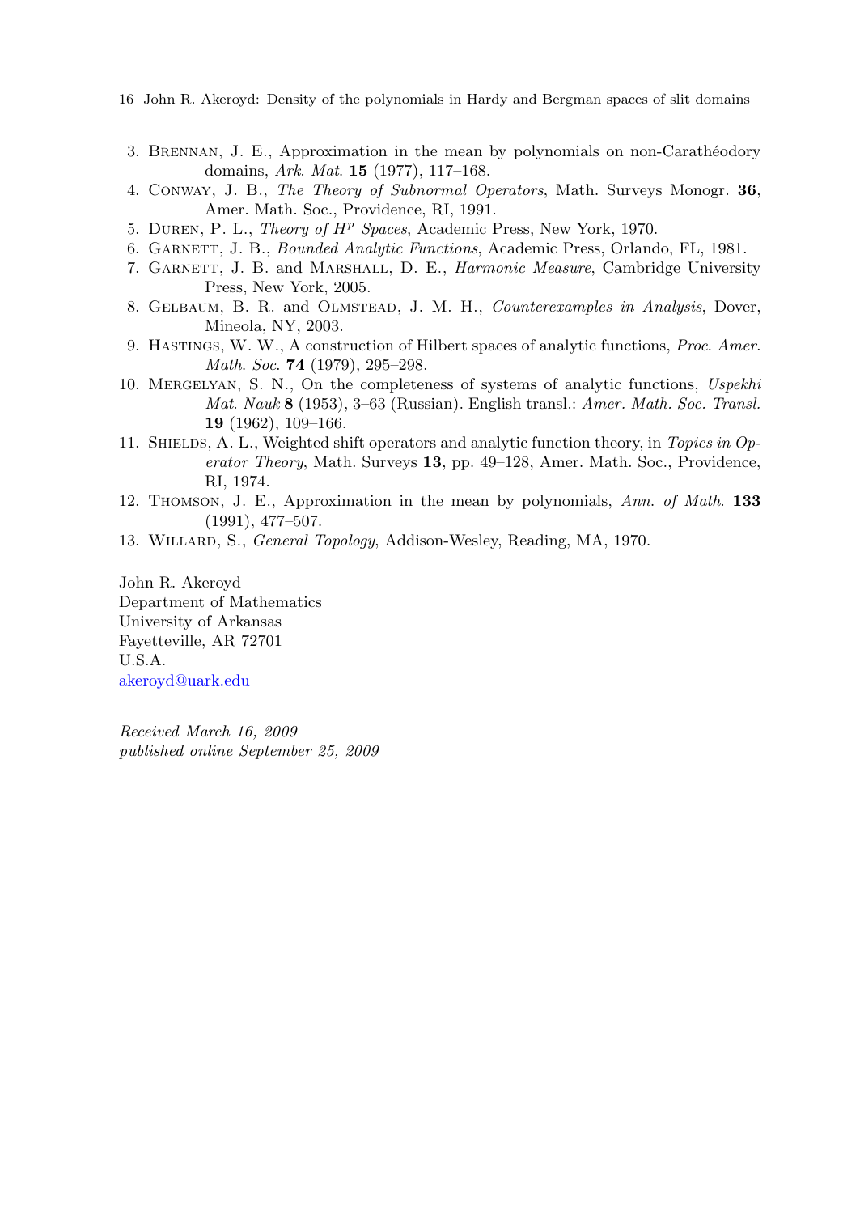3. Brennan, J. E., Approximation in the mean by polynomials on non-Carathéodory domains, *Ark. Mat.* **15** (1977), 117–168.
4. Conway, J. B., *The Theory of Subnormal Operators*, Math. Surveys Monogr. **36**, Amer. Math. Soc., Providence, RI, 1991.
5. Duren, P. L., *Theory of $H^p$ Spaces*, Academic Press, New York, 1970.
6. Garnett, J. B., *Bounded Analytic Functions*, Academic Press, Orlando, FL, 1981.
7. Garnett, J. B. and Marshall, D. E., *Harmonic Measure*, Cambridge University Press, New York, 2005.
8. Gelbaum, B. R. and Olmstead, J. M. H., *Counterexamples in Analysis*, Dover, Mineola, NY, 2003.
9. Hastings, W. W., A construction of Hilbert spaces of analytic functions, *Proc. Amer. Math. Soc.* **74** (1979), 295–298.
10. Mergelyan, S. N., On the completeness of systems of analytic functions, *Uspekhi Mat. Nauk* **8** (1953), 3–63 (Russian). English transl.: *Amer. Math. Soc. Transl.* **19** (1962), 109–166.
11. Shields, A. L., Weighted shift operators and analytic function theory, in *Topics in Operator Theory*, Math. Surveys **13**, pp. 49–128, Amer. Math. Soc., Providence, RI, 1974.
12. Thomson, J. E., Approximation in the mean by polynomials, *Ann. of Math.* **133** (1991), 477–507.
13. Willard, S., *General Topology*, Addison-Wesley, Reading, MA, 1970.

John R. Akeroyd
Department of Mathematics
University of Arkansas
Fayetteville, AR 72701
U.S.A.
akeroyd@uark.edu

*Received March 16, 2009*
*published online September 25, 2009*